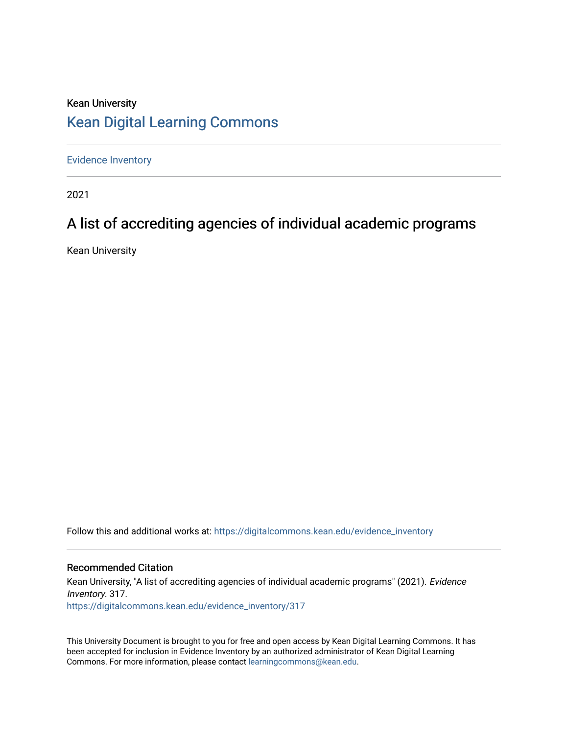Kean University

# Kean Digital Learning Commons

Evidence Inventory

2021

## A list of accrediting agencies of individual academic programs

Kean University

Follow this and additional works at: https://digitalcommons.kean.edu/evidence_inventory

### Recommended Citation

Kean University, "A list of accrediting agencies of individual academic programs" (2021). *Evidence Inventory*. 317.
https://digitalcommons.kean.edu/evidence_inventory/317

This University Document is brought to you for free and open access by Kean Digital Learning Commons. It has been accepted for inclusion in Evidence Inventory by an authorized administrator of Kean Digital Learning Commons. For more information, please contact learningcommons@kean.edu.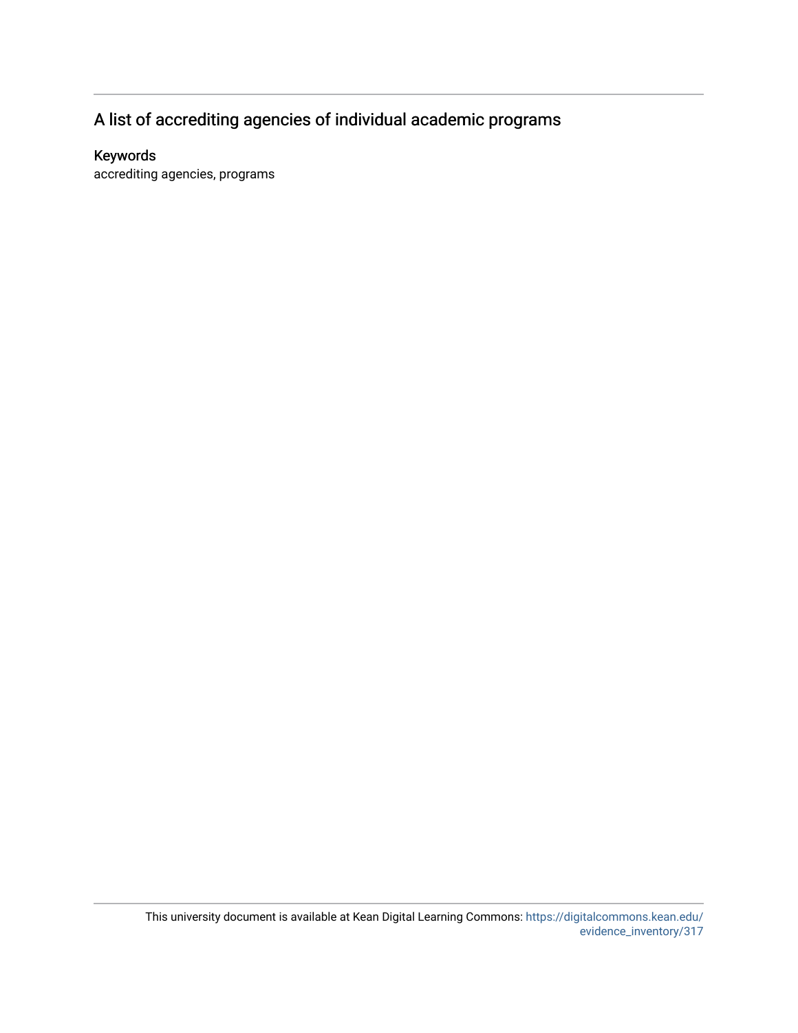## A list of accrediting agencies of individual academic programs

### Keywords

accrediting agencies, programs

This university document is available at Kean Digital Learning Commons: https://digitalcommons.kean.edu/evidence_inventory/317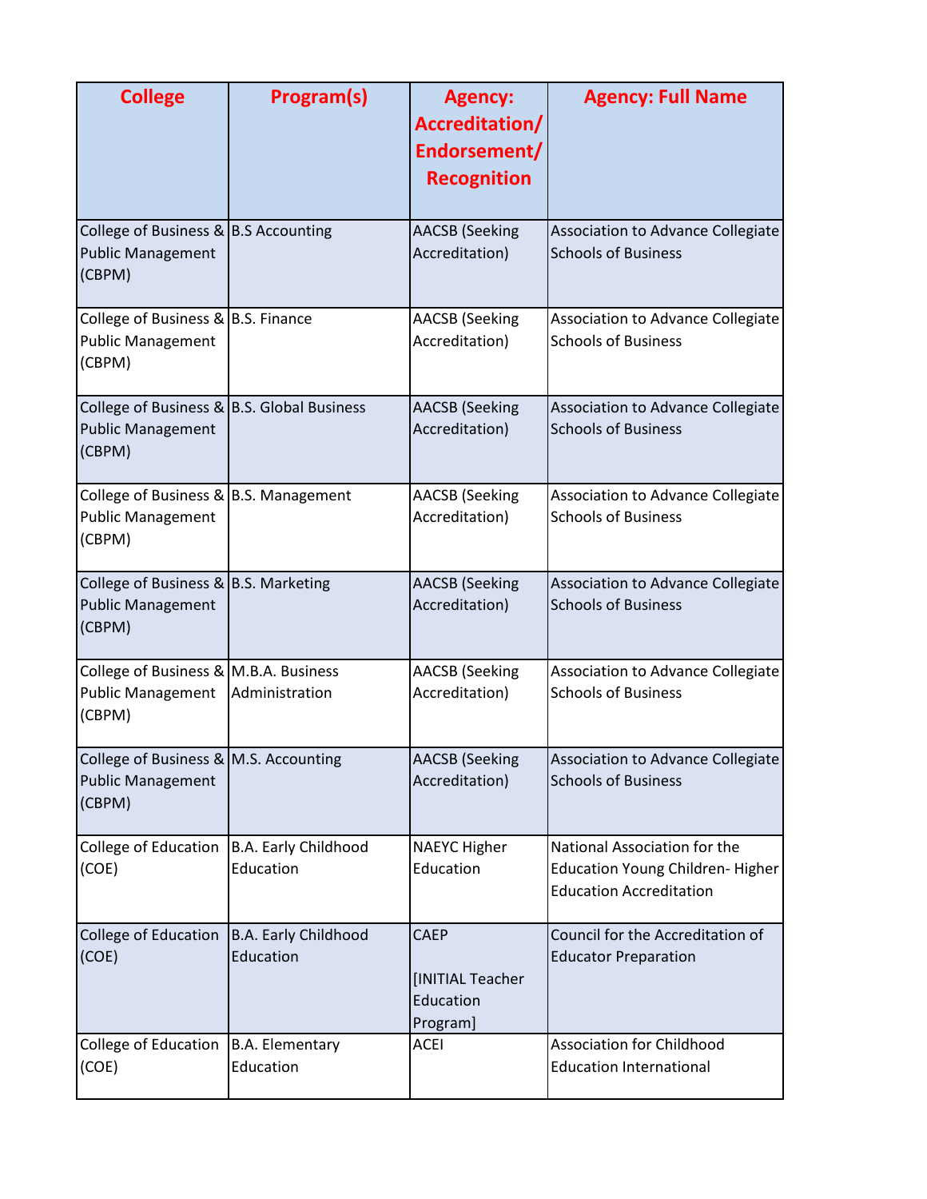| College | Program(s) | Agency: Accreditation/ Endorsement/ Recognition | Agency: Full Name |
| --- | --- | --- | --- |
| College of Business & Public Management (CBPM) | B.S Accounting | AACSB (Seeking Accreditation) | Association to Advance Collegiate Schools of Business |
| College of Business & Public Management (CBPM) | B.S. Finance | AACSB (Seeking Accreditation) | Association to Advance Collegiate Schools of Business |
| College of Business & Public Management (CBPM) | B.S. Global Business | AACSB (Seeking Accreditation) | Association to Advance Collegiate Schools of Business |
| College of Business & Public Management (CBPM) | B.S. Management | AACSB (Seeking Accreditation) | Association to Advance Collegiate Schools of Business |
| College of Business & Public Management (CBPM) | B.S. Marketing | AACSB (Seeking Accreditation) | Association to Advance Collegiate Schools of Business |
| College of Business & Public Management (CBPM) | M.B.A. Business Administration | AACSB (Seeking Accreditation) | Association to Advance Collegiate Schools of Business |
| College of Business & Public Management (CBPM) | M.S. Accounting | AACSB (Seeking Accreditation) | Association to Advance Collegiate Schools of Business |
| College of Education (COE) | B.A. Early Childhood Education | NAEYC Higher Education | National Association for the Education Young Children- Higher Education Accreditation |
| College of Education (COE) | B.A. Early Childhood Education | CAEP [INITIAL Teacher Education Program] | Council for the Accreditation of Educator Preparation |
| College of Education (COE) | B.A. Elementary Education | ACEI | Association for Childhood Education International |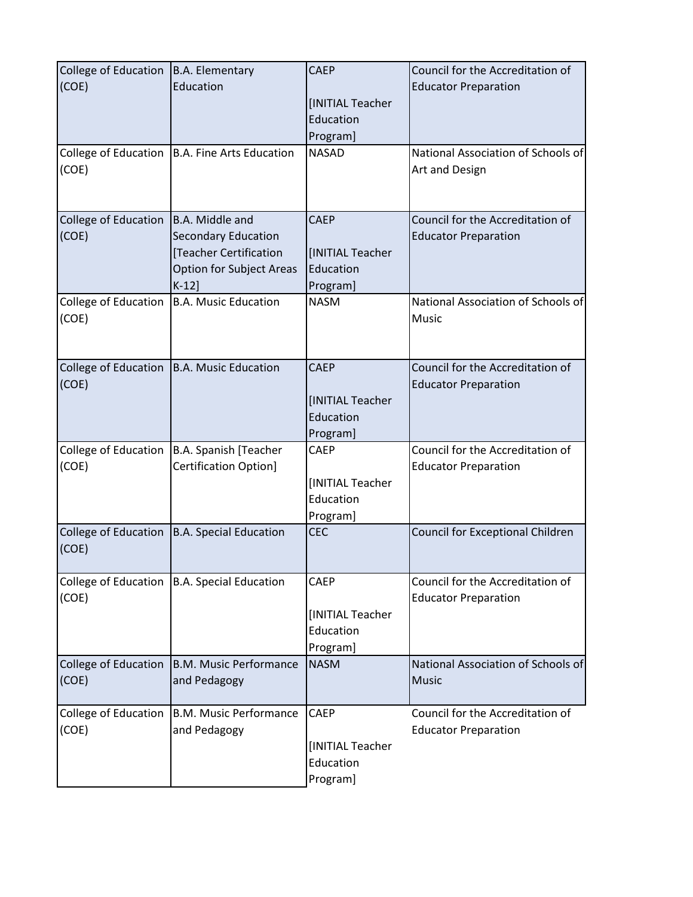| College of Education (COE) | B.A. Elementary Education | CAEP [INITIAL Teacher Education Program] | Council for the Accreditation of Educator Preparation |
|---|---|---|---|
| College of Education (COE) | B.A. Fine Arts Education | NASAD | National Association of Schools of Art and Design |
| College of Education (COE) | B.A. Middle and Secondary Education [Teacher Certification Option for Subject Areas K-12] | CAEP [INITIAL Teacher Education Program] | Council for the Accreditation of Educator Preparation |
| College of Education (COE) | B.A. Music Education | NASM | National Association of Schools of Music |
| College of Education (COE) | B.A. Music Education | CAEP [INITIAL Teacher Education Program] | Council for the Accreditation of Educator Preparation |
| College of Education (COE) | B.A. Spanish [Teacher Certification Option] | CAEP [INITIAL Teacher Education Program] | Council for the Accreditation of Educator Preparation |
| College of Education (COE) | B.A. Special Education | CEC | Council for Exceptional Children |
| College of Education (COE) | B.A. Special Education | CAEP [INITIAL Teacher Education Program] | Council for the Accreditation of Educator Preparation |
| College of Education (COE) | B.M. Music Performance and Pedagogy | NASM | National Association of Schools of Music |
| College of Education (COE) | B.M. Music Performance and Pedagogy | CAEP [INITIAL Teacher Education Program] | Council for the Accreditation of Educator Preparation |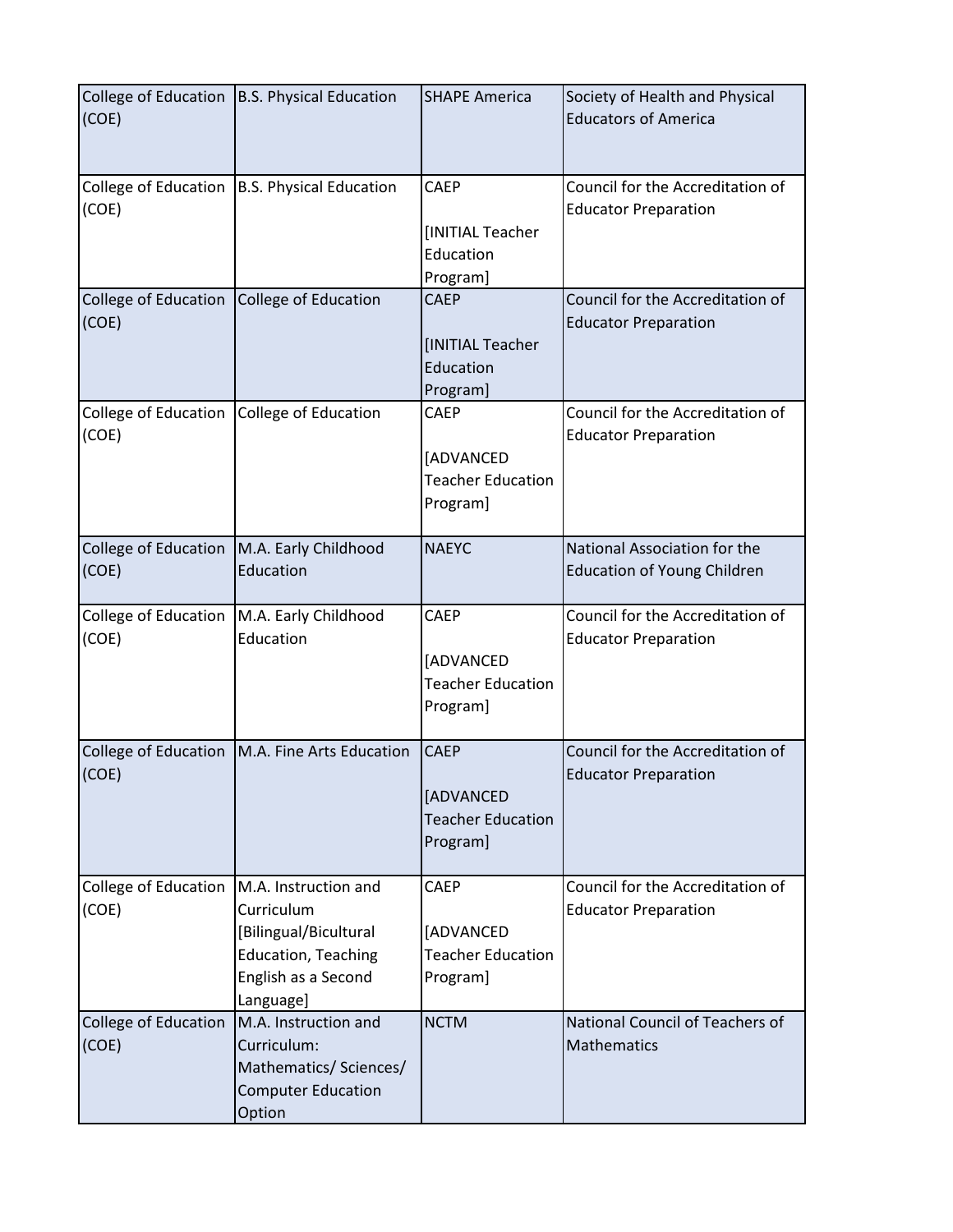| College of Education (COE) | B.S. Physical Education | SHAPE America | Society of Health and Physical Educators of America |
|---|---|---|---|
| College of Education (COE) | B.S. Physical Education | CAEP [INITIAL Teacher Education Program] | Council for the Accreditation of Educator Preparation |
| College of Education (COE) | College of Education | CAEP [INITIAL Teacher Education Program] | Council for the Accreditation of Educator Preparation |
| College of Education (COE) | College of Education | CAEP [ADVANCED Teacher Education Program] | Council for the Accreditation of Educator Preparation |
| College of Education (COE) | M.A. Early Childhood Education | NAEYC | National Association for the Education of Young Children |
| College of Education (COE) | M.A. Early Childhood Education | CAEP [ADVANCED Teacher Education Program] | Council for the Accreditation of Educator Preparation |
| College of Education (COE) | M.A. Fine Arts Education | CAEP [ADVANCED Teacher Education Program] | Council for the Accreditation of Educator Preparation |
| College of Education (COE) | M.A. Instruction and Curriculum [Bilingual/Bicultural Education, Teaching English as a Second Language] | CAEP [ADVANCED Teacher Education Program] | Council for the Accreditation of Educator Preparation |
| College of Education (COE) | M.A. Instruction and Curriculum: Mathematics/ Sciences/ Computer Education Option | NCTM | National Council of Teachers of Mathematics |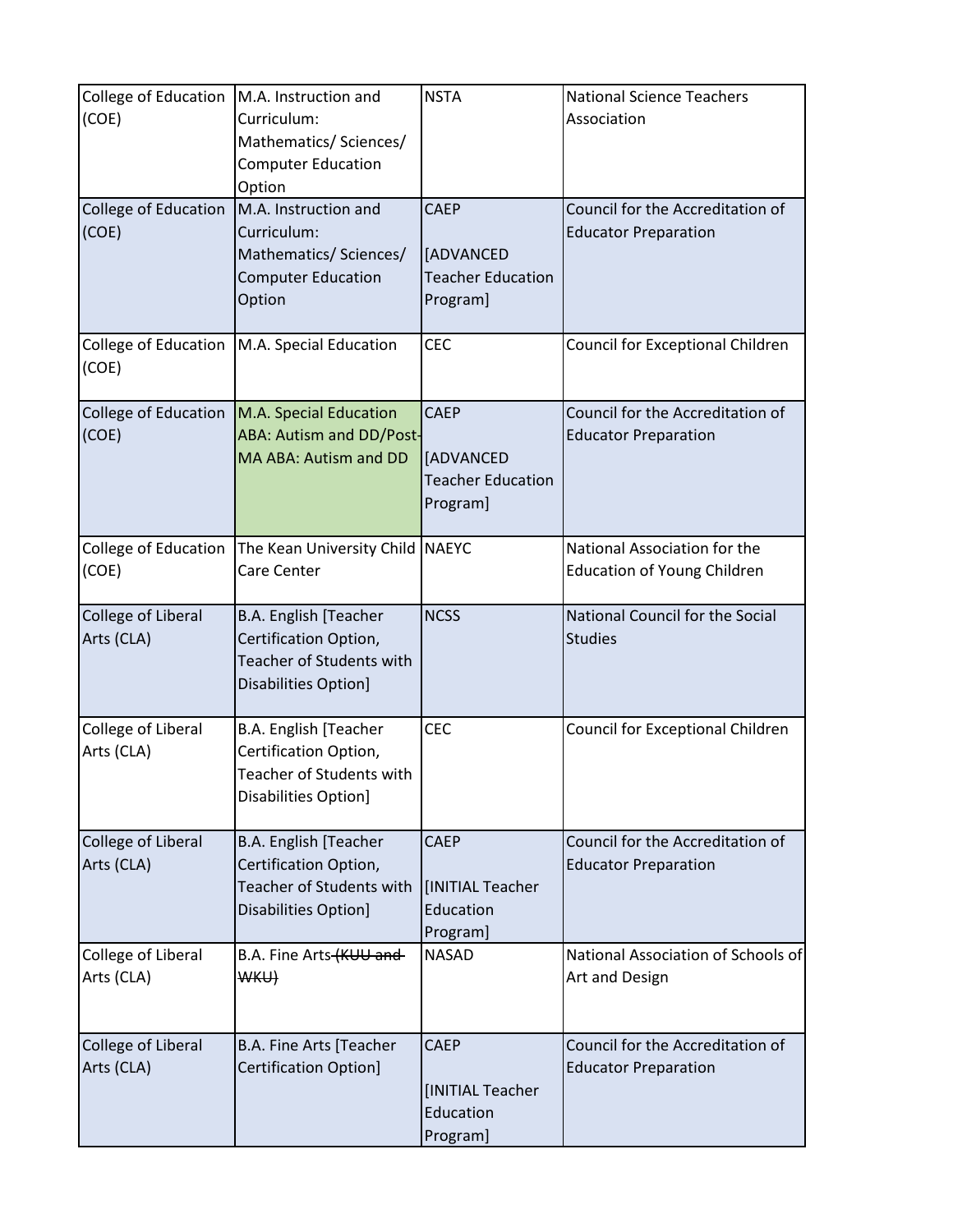| College of Education (COE) | M.A. Instruction and Curriculum: Mathematics/ Sciences/ Computer Education Option | NSTA | National Science Teachers Association |
|---|---|---|---|
| College of Education (COE) | M.A. Instruction and Curriculum: Mathematics/ Sciences/ Computer Education Option | CAEP [ADVANCED Teacher Education Program] | Council for the Accreditation of Educator Preparation |
| College of Education (COE) | M.A. Special Education | CEC | Council for Exceptional Children |
| College of Education (COE) | M.A. Special Education ABA: Autism and DD/Post-MA ABA: Autism and DD | CAEP [ADVANCED Teacher Education Program] | Council for the Accreditation of Educator Preparation |
| College of Education (COE) | The Kean University Child Care Center | NAEYC | National Association for the Education of Young Children |
| College of Liberal Arts (CLA) | B.A. English [Teacher Certification Option, Teacher of Students with Disabilities Option] | NCSS | National Council for the Social Studies |
| College of Liberal Arts (CLA) | B.A. English [Teacher Certification Option, Teacher of Students with Disabilities Option] | CEC | Council for Exceptional Children |
| College of Liberal Arts (CLA) | B.A. English [Teacher Certification Option, Teacher of Students with Disabilities Option] | CAEP [INITIAL Teacher Education Program] | Council for the Accreditation of Educator Preparation |
| College of Liberal Arts (CLA) | B.A. Fine Arts ~~(KUU and WKU)~~ | NASAD | National Association of Schools of Art and Design |
| College of Liberal Arts (CLA) | B.A. Fine Arts [Teacher Certification Option] | CAEP [INITIAL Teacher Education Program] | Council for the Accreditation of Educator Preparation |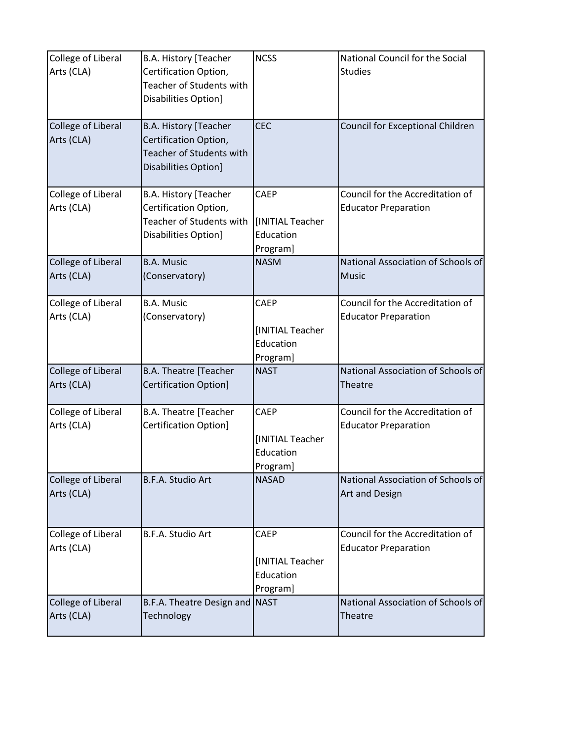| College of Liberal Arts (CLA) | B.A. History [Teacher Certification Option, Teacher of Students with Disabilities Option] | NCSS | National Council for the Social Studies |
|---|---|---|---|
| College of Liberal Arts (CLA) | B.A. History [Teacher Certification Option, Teacher of Students with Disabilities Option] | CEC | Council for Exceptional Children |
| College of Liberal Arts (CLA) | B.A. History [Teacher Certification Option, Teacher of Students with Disabilities Option] | CAEP [INITIAL Teacher Education Program] | Council for the Accreditation of Educator Preparation |
| College of Liberal Arts (CLA) | B.A. Music (Conservatory) | NASM | National Association of Schools of Music |
| College of Liberal Arts (CLA) | B.A. Music (Conservatory) | CAEP [INITIAL Teacher Education Program] | Council for the Accreditation of Educator Preparation |
| College of Liberal Arts (CLA) | B.A. Theatre [Teacher Certification Option] | NAST | National Association of Schools of Theatre |
| College of Liberal Arts (CLA) | B.A. Theatre [Teacher Certification Option] | CAEP [INITIAL Teacher Education Program] | Council for the Accreditation of Educator Preparation |
| College of Liberal Arts (CLA) | B.F.A. Studio Art | NASAD | National Association of Schools of Art and Design |
| College of Liberal Arts (CLA) | B.F.A. Studio Art | CAEP [INITIAL Teacher Education Program] | Council for the Accreditation of Educator Preparation |
| College of Liberal Arts (CLA) | B.F.A. Theatre Design and Technology | NAST | National Association of Schools of Theatre |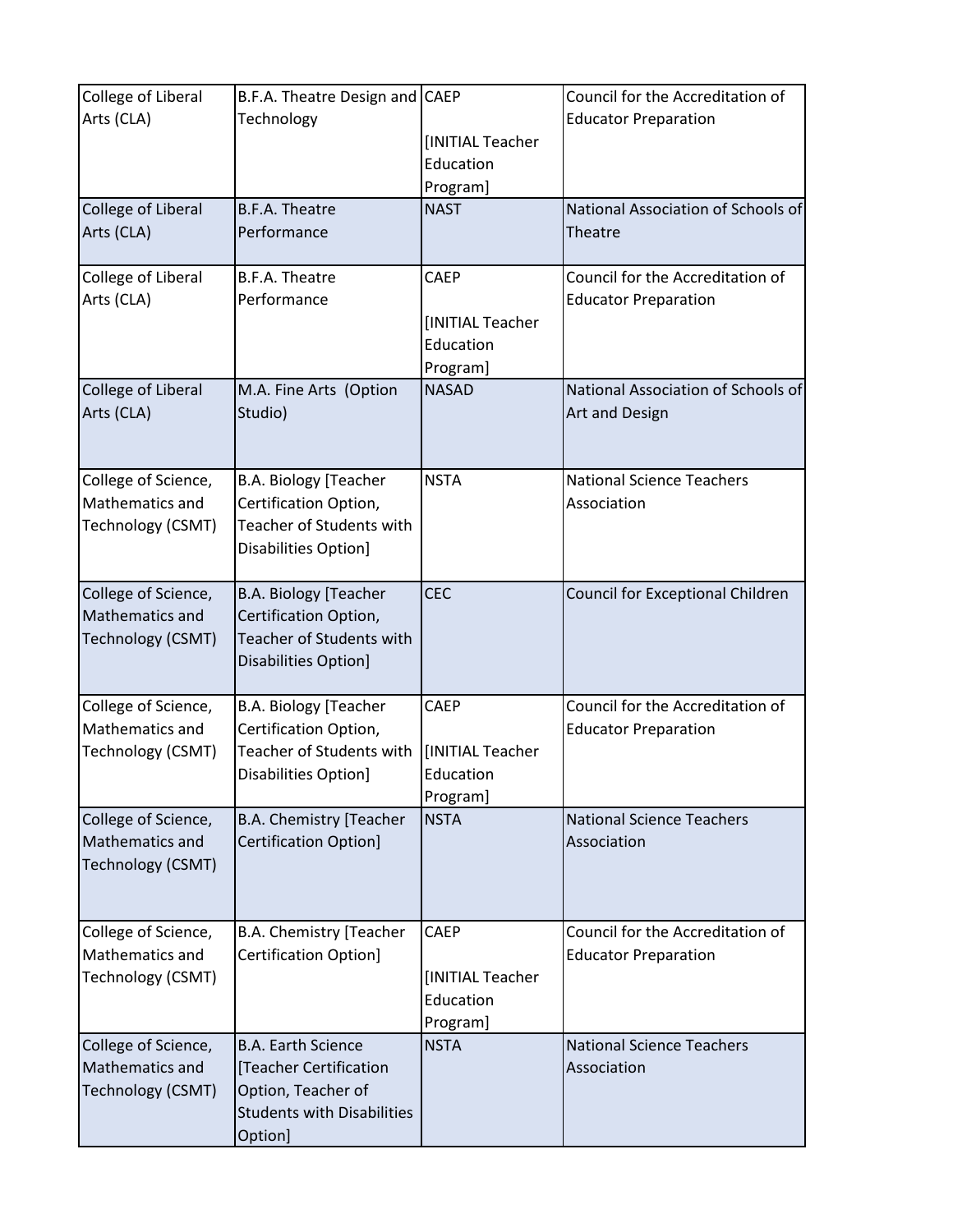| College of Liberal Arts (CLA) | B.F.A. Theatre Design and Technology | CAEP [INITIAL Teacher Education Program] | Council for the Accreditation of Educator Preparation |
|---|---|---|---|
| College of Liberal Arts (CLA) | B.F.A. Theatre Performance | NAST | National Association of Schools of Theatre |
| College of Liberal Arts (CLA) | B.F.A. Theatre Performance | CAEP [INITIAL Teacher Education Program] | Council for the Accreditation of Educator Preparation |
| College of Liberal Arts (CLA) | M.A. Fine Arts (Option Studio) | NASAD | National Association of Schools of Art and Design |
| College of Science, Mathematics and Technology (CSMT) | B.A. Biology [Teacher Certification Option, Teacher of Students with Disabilities Option] | NSTA | National Science Teachers Association |
| College of Science, Mathematics and Technology (CSMT) | B.A. Biology [Teacher Certification Option, Teacher of Students with Disabilities Option] | CEC | Council for Exceptional Children |
| College of Science, Mathematics and Technology (CSMT) | B.A. Biology [Teacher Certification Option, Teacher of Students with Disabilities Option] | CAEP [INITIAL Teacher Education Program] | Council for the Accreditation of Educator Preparation |
| College of Science, Mathematics and Technology (CSMT) | B.A. Chemistry [Teacher Certification Option] | NSTA | National Science Teachers Association |
| College of Science, Mathematics and Technology (CSMT) | B.A. Chemistry [Teacher Certification Option] | CAEP [INITIAL Teacher Education Program] | Council for the Accreditation of Educator Preparation |
| College of Science, Mathematics and Technology (CSMT) | B.A. Earth Science [Teacher Certification Option, Teacher of Students with Disabilities Option] | NSTA | National Science Teachers Association |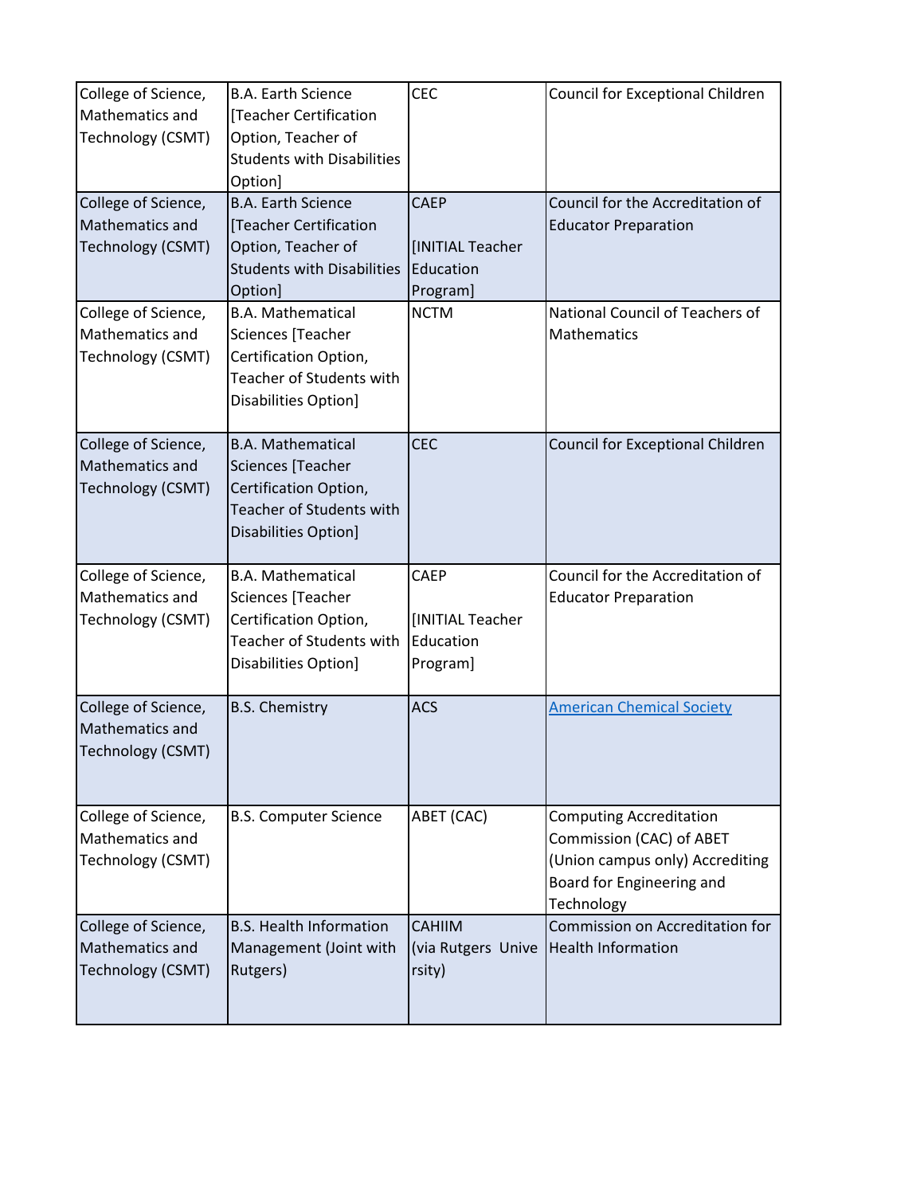| College of Science, Mathematics and Technology (CSMT) | B.A. Earth Science [Teacher Certification Option, Teacher of Students with Disabilities Option] | CEC | Council for Exceptional Children |
|---|---|---|---|
| College of Science, Mathematics and Technology (CSMT) | B.A. Earth Science [Teacher Certification Option, Teacher of Students with Disabilities Option] | CAEP [INITIAL Teacher Education Program] | Council for the Accreditation of Educator Preparation |
| College of Science, Mathematics and Technology (CSMT) | B.A. Mathematical Sciences [Teacher Certification Option, Teacher of Students with Disabilities Option] | NCTM | National Council of Teachers of Mathematics |
| College of Science, Mathematics and Technology (CSMT) | B.A. Mathematical Sciences [Teacher Certification Option, Teacher of Students with Disabilities Option] | CEC | Council for Exceptional Children |
| College of Science, Mathematics and Technology (CSMT) | B.A. Mathematical Sciences [Teacher Certification Option, Teacher of Students with Disabilities Option] | CAEP [INITIAL Teacher Education Program] | Council for the Accreditation of Educator Preparation |
| College of Science, Mathematics and Technology (CSMT) | B.S. Chemistry | ACS | American Chemical Society |
| College of Science, Mathematics and Technology (CSMT) | B.S. Computer Science | ABET (CAC) | Computing Accreditation Commission (CAC) of ABET (Union campus only) Accrediting Board for Engineering and Technology |
| College of Science, Mathematics and Technology (CSMT) | B.S. Health Information Management (Joint with Rutgers) | CAHIIM (via Rutgers University) | Commission on Accreditation for Health Information |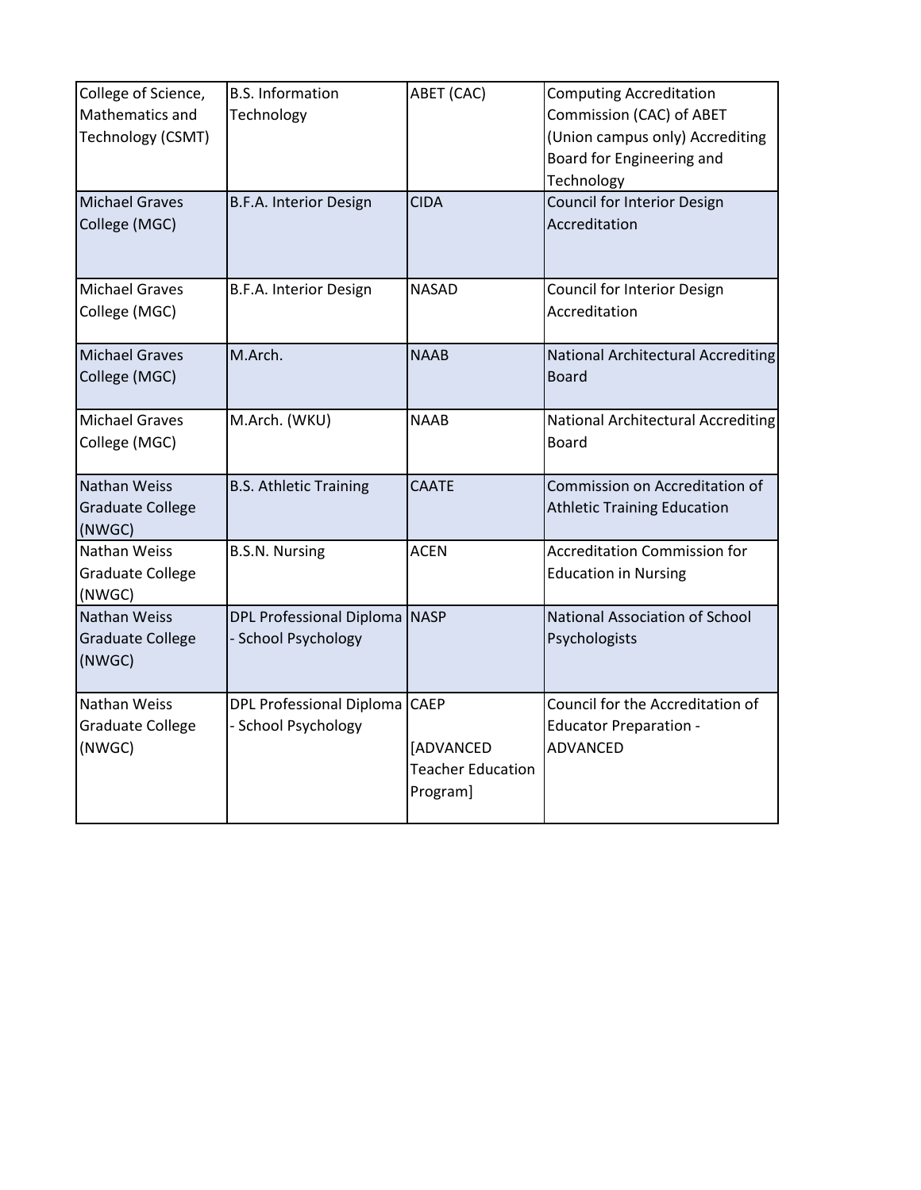| College of Science, Mathematics and Technology (CSMT) | B.S. Information Technology | ABET (CAC) | Computing Accreditation Commission (CAC) of ABET (Union campus only) Accrediting Board for Engineering and Technology |
|---|---|---|---|
| Michael Graves College (MGC) | B.F.A. Interior Design | CIDA | Council for Interior Design Accreditation |
| Michael Graves College (MGC) | B.F.A. Interior Design | NASAD | Council for Interior Design Accreditation |
| Michael Graves College (MGC) | M.Arch. | NAAB | National Architectural Accrediting Board |
| Michael Graves College (MGC) | M.Arch. (WKU) | NAAB | National Architectural Accrediting Board |
| Nathan Weiss Graduate College (NWGC) | B.S. Athletic Training | CAATE | Commission on Accreditation of Athletic Training Education |
| Nathan Weiss Graduate College (NWGC) | B.S.N. Nursing | ACEN | Accreditation Commission for Education in Nursing |
| Nathan Weiss Graduate College (NWGC) | DPL Professional Diploma - School Psychology | NASP | National Association of School Psychologists |
| Nathan Weiss Graduate College (NWGC) | DPL Professional Diploma - School Psychology | CAEP [ADVANCED Teacher Education Program] | Council for the Accreditation of Educator Preparation - ADVANCED |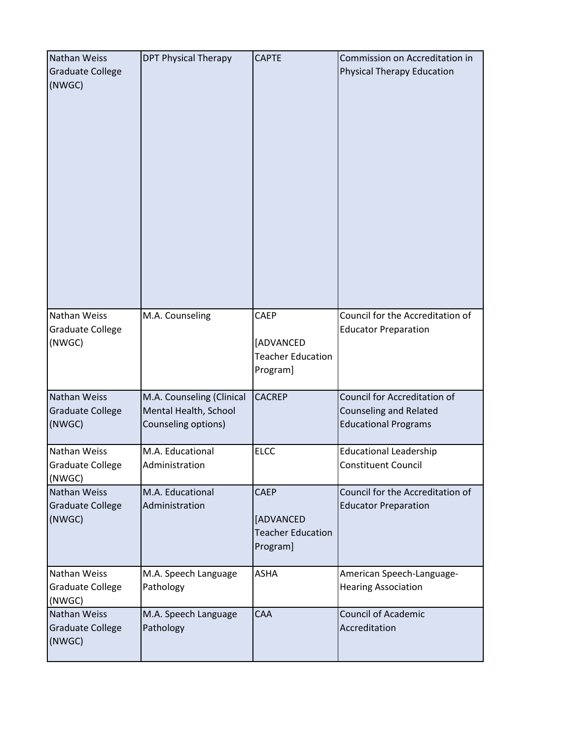| Nathan Weiss Graduate College (NWGC) | DPT Physical Therapy | CAPTE | Commission on Accreditation in Physical Therapy Education |
|---|---|---|---|
| Nathan Weiss Graduate College (NWGC) | M.A. Counseling | CAEP [ADVANCED Teacher Education Program] | Council for the Accreditation of Educator Preparation |
| Nathan Weiss Graduate College (NWGC) | M.A. Counseling (Clinical Mental Health, School Counseling options) | CACREP | Council for Accreditation of Counseling and Related Educational Programs |
| Nathan Weiss Graduate College (NWGC) | M.A. Educational Administration | ELCC | Educational Leadership Constituent Council |
| Nathan Weiss Graduate College (NWGC) | M.A. Educational Administration | CAEP [ADVANCED Teacher Education Program] | Council for the Accreditation of Educator Preparation |
| Nathan Weiss Graduate College (NWGC) | M.A. Speech Language Pathology | ASHA | American Speech-Language-Hearing Association |
| Nathan Weiss Graduate College (NWGC) | M.A. Speech Language Pathology | CAA | Council of Academic Accreditation |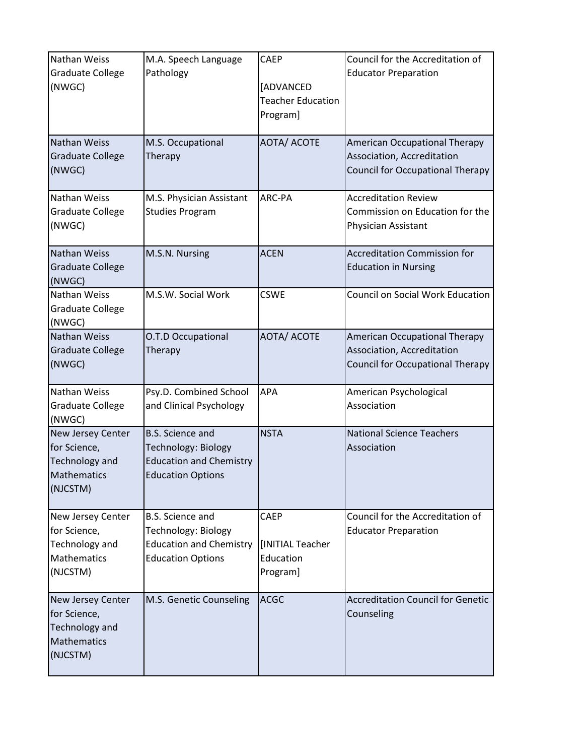| | | | |
|---|---|---|---|
| Nathan Weiss Graduate College (NWGC) | M.A. Speech Language Pathology | CAEP [ADVANCED Teacher Education Program] | Council for the Accreditation of Educator Preparation |
| Nathan Weiss Graduate College (NWGC) | M.S. Occupational Therapy | AOTA/ ACOTE | American Occupational Therapy Association, Accreditation Council for Occupational Therapy |
| Nathan Weiss Graduate College (NWGC) | M.S. Physician Assistant Studies Program | ARC-PA | Accreditation Review Commission on Education for the Physician Assistant |
| Nathan Weiss Graduate College (NWGC) | M.S.N. Nursing | ACEN | Accreditation Commission for Education in Nursing |
| Nathan Weiss Graduate College (NWGC) | M.S.W. Social Work | CSWE | Council on Social Work Education |
| Nathan Weiss Graduate College (NWGC) | O.T.D Occupational Therapy | AOTA/ ACOTE | American Occupational Therapy Association, Accreditation Council for Occupational Therapy |
| Nathan Weiss Graduate College (NWGC) | Psy.D. Combined School and Clinical Psychology | APA | American Psychological Association |
| New Jersey Center for Science, Technology and Mathematics (NJCSTM) | B.S. Science and Technology: Biology Education and Chemistry Education Options | NSTA | National Science Teachers Association |
| New Jersey Center for Science, Technology and Mathematics (NJCSTM) | B.S. Science and Technology: Biology Education and Chemistry Education Options | CAEP [INITIAL Teacher Education Program] | Council for the Accreditation of Educator Preparation |
| New Jersey Center for Science, Technology and Mathematics (NJCSTM) | M.S. Genetic Counseling | ACGC | Accreditation Council for Genetic Counseling |